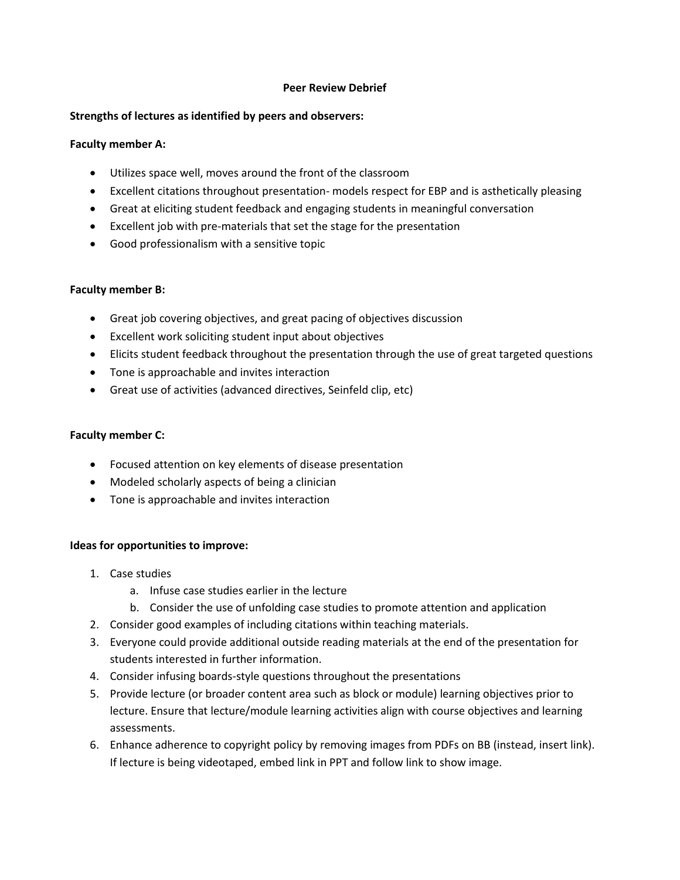# Peer Review Debrief

**Strengths of lectures as identified by peers and observers:**

**Faculty member A:**

- Utilizes space well, moves around the front of the classroom
- Excellent citations throughout presentation- models respect for EBP and is asthetically pleasing
- Great at eliciting student feedback and engaging students in meaningful conversation
- Excellent job with pre-materials that set the stage for the presentation
- Good professionalism with a sensitive topic

**Faculty member B:**

- Great job covering objectives, and great pacing of objectives discussion
- Excellent work soliciting student input about objectives
- Elicits student feedback throughout the presentation through the use of great targeted questions
- Tone is approachable and invites interaction
- Great use of activities (advanced directives, Seinfeld clip, etc)

**Faculty member C:**

- Focused attention on key elements of disease presentation
- Modeled scholarly aspects of being a clinician
- Tone is approachable and invites interaction

**Ideas for opportunities to improve:**

1. Case studies
   a. Infuse case studies earlier in the lecture
   b. Consider the use of unfolding case studies to promote attention and application
2. Consider good examples of including citations within teaching materials.
3. Everyone could provide additional outside reading materials at the end of the presentation for students interested in further information.
4. Consider infusing boards-style questions throughout the presentations
5. Provide lecture (or broader content area such as block or module) learning objectives prior to lecture. Ensure that lecture/module learning activities align with course objectives and learning assessments.
6. Enhance adherence to copyright policy by removing images from PDFs on BB (instead, insert link). If lecture is being videotaped, embed link in PPT and follow link to show image.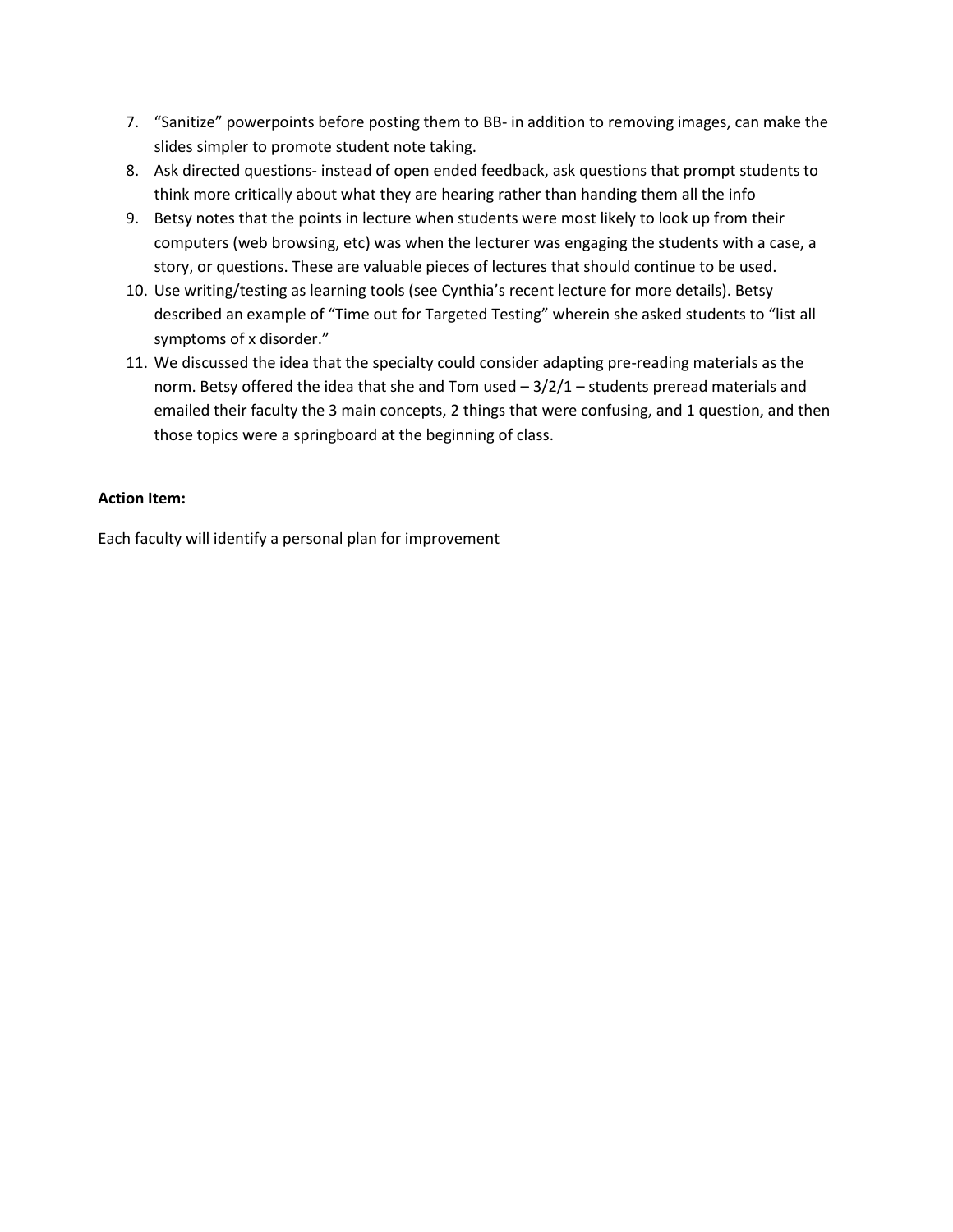7. “Sanitize” powerpoints before posting them to BB- in addition to removing images, can make the slides simpler to promote student note taking.
8. Ask directed questions- instead of open ended feedback, ask questions that prompt students to think more critically about what they are hearing rather than handing them all the info
9. Betsy notes that the points in lecture when students were most likely to look up from their computers (web browsing, etc) was when the lecturer was engaging the students with a case, a story, or questions. These are valuable pieces of lectures that should continue to be used.
10. Use writing/testing as learning tools (see Cynthia’s recent lecture for more details). Betsy described an example of “Time out for Targeted Testing” wherein she asked students to “list all symptoms of x disorder.”
11. We discussed the idea that the specialty could consider adapting pre-reading materials as the norm. Betsy offered the idea that she and Tom used – 3/2/1 – students preread materials and emailed their faculty the 3 main concepts, 2 things that were confusing, and 1 question, and then those topics were a springboard at the beginning of class.

**Action Item:**

Each faculty will identify a personal plan for improvement